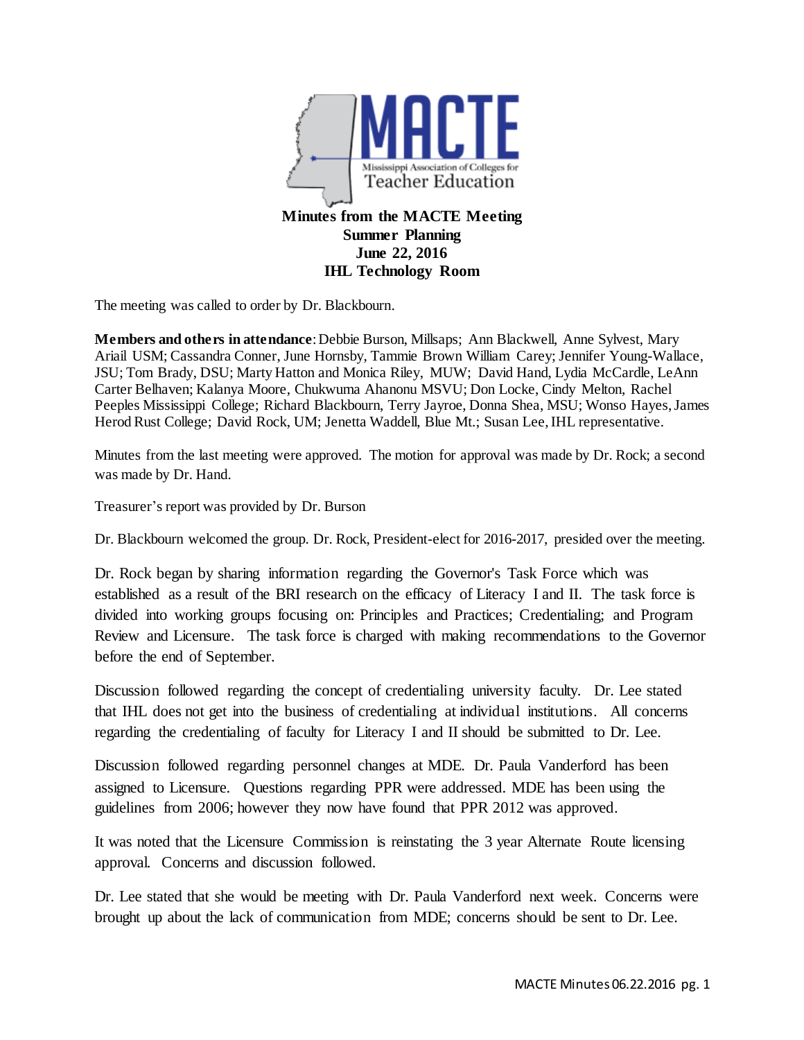**Minutes from the MACTE Meeting**
**Summer Planning**
**June 22, 2016**
**IHL Technology Room**

The meeting was called to order by Dr. Blackbourn.

**Members and others in attendance**: Debbie Burson, Millsaps; Ann Blackwell, Anne Sylvest, Mary Ariail USM; Cassandra Conner, June Hornsby, Tammie Brown William Carey; Jennifer Young-Wallace, JSU; Tom Brady, DSU; Marty Hatton and Monica Riley, MUW; David Hand, Lydia McCardle, LeAnn Carter Belhaven; Kalanya Moore, Chukwuma Ahanonu MSVU; Don Locke, Cindy Melton, Rachel Peeples Mississippi College; Richard Blackbourn, Terry Jayroe, Donna Shea, MSU; Wonso Hayes, James Herod Rust College; David Rock, UM; Jenetta Waddell, Blue Mt.; Susan Lee, IHL representative.

Minutes from the last meeting were approved. The motion for approval was made by Dr. Rock; a second was made by Dr. Hand.

Treasurer's report was provided by Dr. Burson

Dr. Blackbourn welcomed the group. Dr. Rock, President-elect for 2016-2017, presided over the meeting.

Dr. Rock began by sharing information regarding the Governor's Task Force which was established as a result of the BRI research on the efficacy of Literacy I and II. The task force is divided into working groups focusing on: Principles and Practices; Credentialing; and Program Review and Licensure. The task force is charged with making recommendations to the Governor before the end of September.

Discussion followed regarding the concept of credentialing university faculty. Dr. Lee stated that IHL does not get into the business of credentialing at individual institutions. All concerns regarding the credentialing of faculty for Literacy I and II should be submitted to Dr. Lee.

Discussion followed regarding personnel changes at MDE. Dr. Paula Vanderford has been assigned to Licensure. Questions regarding PPR were addressed. MDE has been using the guidelines from 2006; however they now have found that PPR 2012 was approved.

It was noted that the Licensure Commission is reinstating the 3 year Alternate Route licensing approval. Concerns and discussion followed.

Dr. Lee stated that she would be meeting with Dr. Paula Vanderford next week. Concerns were brought up about the lack of communication from MDE; concerns should be sent to Dr. Lee.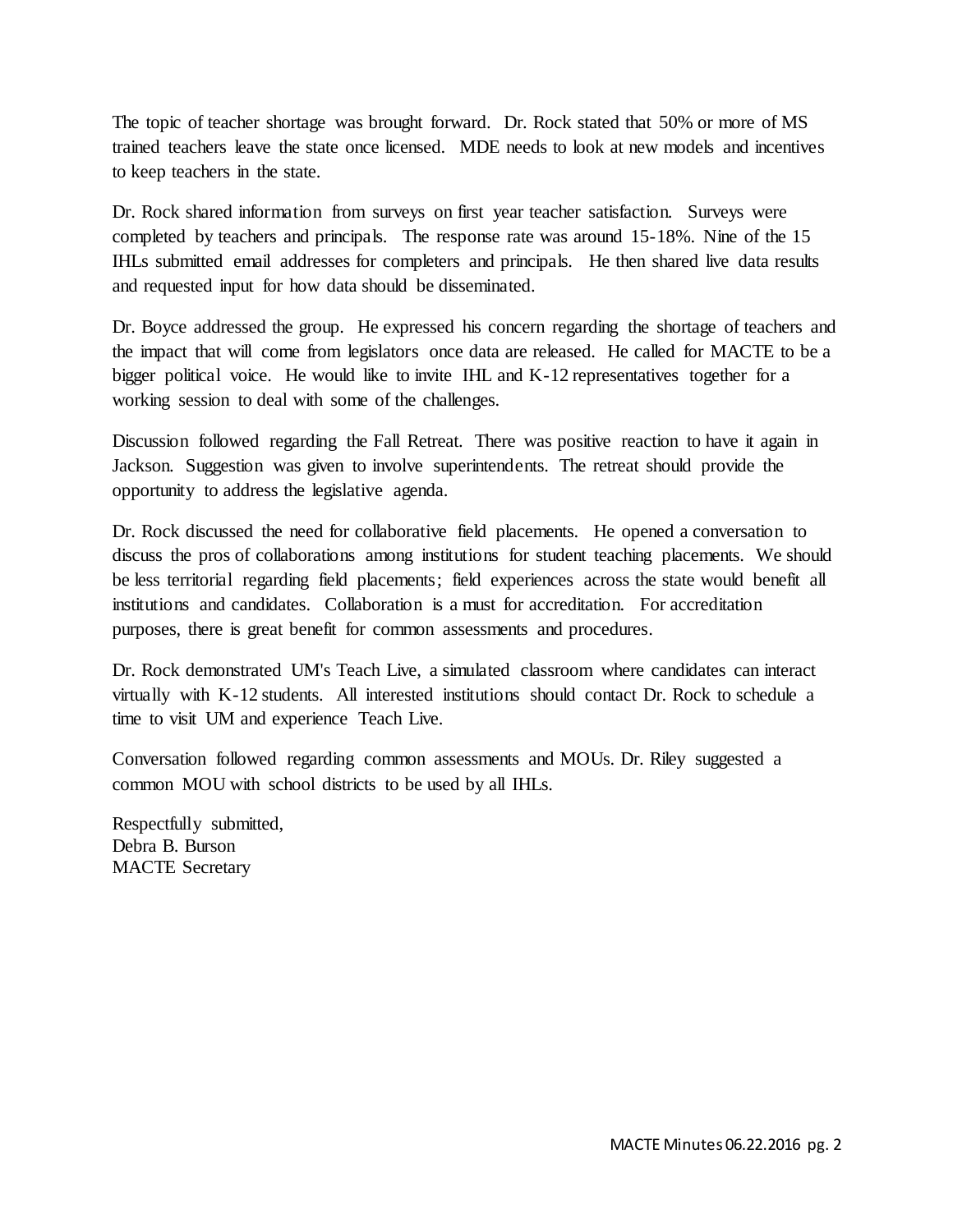The topic of teacher shortage was brought forward. Dr. Rock stated that 50% or more of MS trained teachers leave the state once licensed. MDE needs to look at new models and incentives to keep teachers in the state.

Dr. Rock shared information from surveys on first year teacher satisfaction. Surveys were completed by teachers and principals. The response rate was around 15-18%. Nine of the 15 IHLs submitted email addresses for completers and principals. He then shared live data results and requested input for how data should be disseminated.

Dr. Boyce addressed the group. He expressed his concern regarding the shortage of teachers and the impact that will come from legislators once data are released. He called for MACTE to be a bigger political voice. He would like to invite IHL and K-12 representatives together for a working session to deal with some of the challenges.

Discussion followed regarding the Fall Retreat. There was positive reaction to have it again in Jackson. Suggestion was given to involve superintendents. The retreat should provide the opportunity to address the legislative agenda.

Dr. Rock discussed the need for collaborative field placements. He opened a conversation to discuss the pros of collaborations among institutions for student teaching placements. We should be less territorial regarding field placements; field experiences across the state would benefit all institutions and candidates. Collaboration is a must for accreditation. For accreditation purposes, there is great benefit for common assessments and procedures.

Dr. Rock demonstrated UM's Teach Live, a simulated classroom where candidates can interact virtually with K-12 students. All interested institutions should contact Dr. Rock to schedule a time to visit UM and experience Teach Live.

Conversation followed regarding common assessments and MOUs. Dr. Riley suggested a common MOU with school districts to be used by all IHLs.

Respectfully submitted,
Debra B. Burson
MACTE Secretary